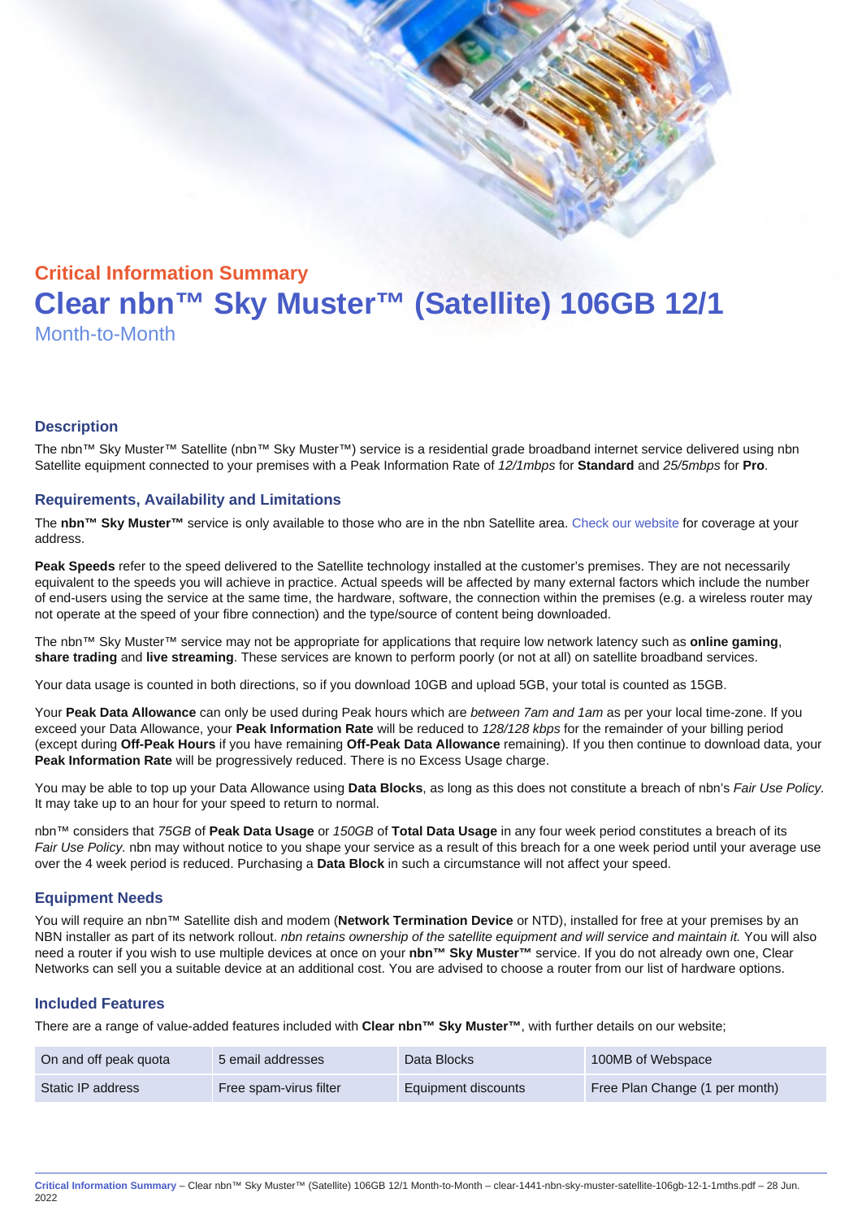## Critical Information Summary

# Clear nbn™ Sky Muster™ (Satellite) 106GB 12/1

Month-to-Month

### Description

The nbn™ Sky Muster™ Satellite (nbn™ Sky Muster™) service is a residential grade broadband internet service delivered using nbn Satellite equipment connected to your premises with a Peak Information Rate of *12/1mbps* for **Standard** and *25/5mbps* for **Pro**.

### Requirements, Availability and Limitations

The **nbn™ Sky Muster™** service is only available to those who are in the nbn Satellite area. Check our website for coverage at your address.

**Peak Speeds** refer to the speed delivered to the Satellite technology installed at the customer's premises. They are not necessarily equivalent to the speeds you will achieve in practice. Actual speeds will be affected by many external factors which include the number of end-users using the service at the same time, the hardware, software, the connection within the premises (e.g. a wireless router may not operate at the speed of your fibre connection) and the type/source of content being downloaded.

The nbn™ Sky Muster™ service may not be appropriate for applications that require low network latency such as **online gaming**, **share trading** and **live streaming**. These services are known to perform poorly (or not at all) on satellite broadband services.

Your data usage is counted in both directions, so if you download 10GB and upload 5GB, your total is counted as 15GB.

Your **Peak Data Allowance** can only be used during Peak hours which are *between 7am and 1am* as per your local time-zone. If you exceed your Data Allowance, your **Peak Information Rate** will be reduced to *128/128 kbps* for the remainder of your billing period (except during **Off-Peak Hours** if you have remaining **Off-Peak Data Allowance** remaining). If you then continue to download data, your **Peak Information Rate** will be progressively reduced. There is no Excess Usage charge.

You may be able to top up your Data Allowance using **Data Blocks**, as long as this does not constitute a breach of nbn's *Fair Use Policy*. It may take up to an hour for your speed to return to normal.

nbn™ considers that *75GB* of **Peak Data Usage** or *150GB* of **Total Data Usage** in any four week period constitutes a breach of its *Fair Use Policy*. nbn may without notice to you shape your service as a result of this breach for a one week period until your average use over the 4 week period is reduced. Purchasing a **Data Block** in such a circumstance will not affect your speed.

### Equipment Needs

You will require an nbn™ Satellite dish and modem (**Network Termination Device** or NTD), installed for free at your premises by an NBN installer as part of its network rollout. *nbn retains ownership of the satellite equipment and will service and maintain it.* You will also need a router if you wish to use multiple devices at once on your **nbn™ Sky Muster™** service. If you do not already own one, Clear Networks can sell you a suitable device at an additional cost. You are advised to choose a router from our list of hardware options.

### Included Features

There are a range of value-added features included with **Clear nbn™ Sky Muster™**, with further details on our website;

| On and off peak quota | 5 email addresses | Data Blocks | 100MB of Webspace |
|---|---|---|---|
| Static IP address | Free spam-virus filter | Equipment discounts | Free Plan Change (1 per month) |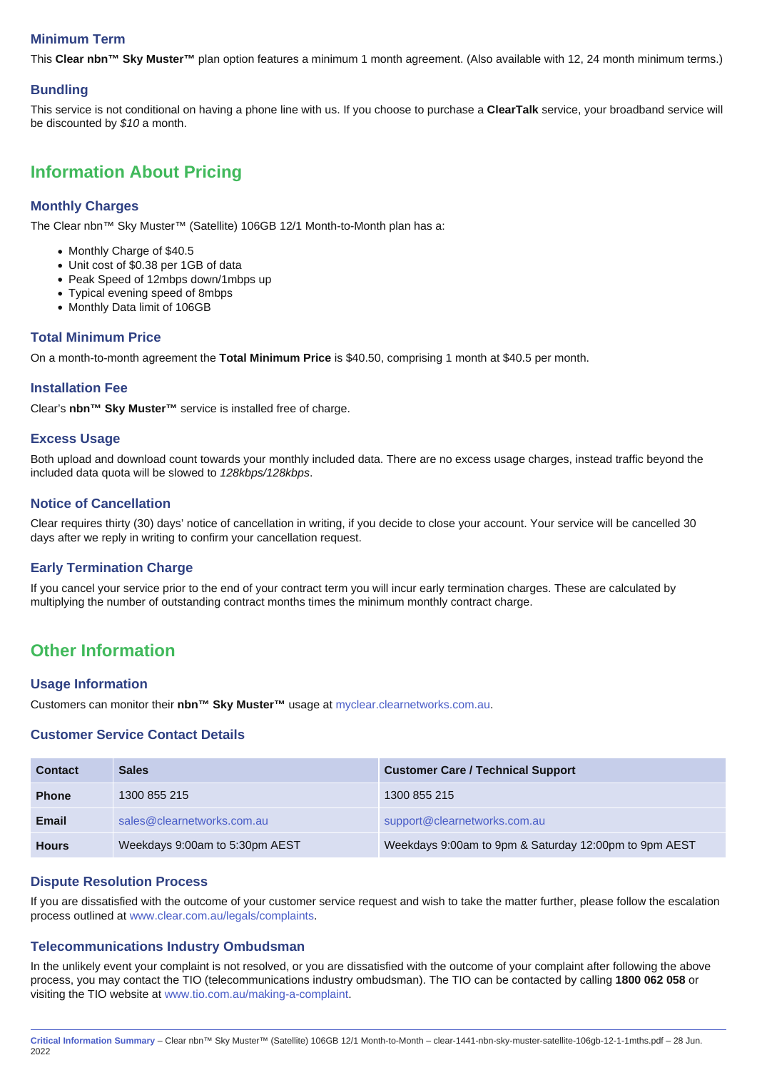### Minimum Term

This **Clear nbn™ Sky Muster™** plan option features a minimum 1 month agreement. (Also available with 12, 24 month minimum terms.)

### Bundling

This service is not conditional on having a phone line with us. If you choose to purchase a **ClearTalk** service, your broadband service will be discounted by *$10* a month.

## Information About Pricing

### Monthly Charges

The Clear nbn™ Sky Muster™ (Satellite) 106GB 12/1 Month-to-Month plan has a:

- Monthly Charge of $40.5
- Unit cost of $0.38 per 1GB of data
- Peak Speed of 12mbps down/1mbps up
- Typical evening speed of 8mbps
- Monthly Data limit of 106GB

### Total Minimum Price

On a month-to-month agreement the **Total Minimum Price** is $40.50, comprising 1 month at $40.5 per month.

### Installation Fee

Clear's **nbn™ Sky Muster™** service is installed free of charge.

### Excess Usage

Both upload and download count towards your monthly included data. There are no excess usage charges, instead traffic beyond the included data quota will be slowed to *128kbps/128kbps*.

### Notice of Cancellation

Clear requires thirty (30) days' notice of cancellation in writing, if you decide to close your account. Your service will be cancelled 30 days after we reply in writing to confirm your cancellation request.

### Early Termination Charge

If you cancel your service prior to the end of your contract term you will incur early termination charges. These are calculated by multiplying the number of outstanding contract months times the minimum monthly contract charge.

## Other Information

### Usage Information

Customers can monitor their **nbn™ Sky Muster™** usage at myclear.clearnetworks.com.au.

### Customer Service Contact Details

| Contact | Sales | Customer Care / Technical Support |
|---|---|---|
| **Phone** | 1300 855 215 | 1300 855 215 |
| **Email** | sales@clearnetworks.com.au | support@clearnetworks.com.au |
| **Hours** | Weekdays 9:00am to 5:30pm AEST | Weekdays 9:00am to 9pm & Saturday 12:00pm to 9pm AEST |

### Dispute Resolution Process

If you are dissatisfied with the outcome of your customer service request and wish to take the matter further, please follow the escalation process outlined at www.clear.com.au/legals/complaints.

### Telecommunications Industry Ombudsman

In the unlikely event your complaint is not resolved, or you are dissatisfied with the outcome of your complaint after following the above process, you may contact the TIO (telecommunications industry ombudsman). The TIO can be contacted by calling **1800 062 058** or visiting the TIO website at www.tio.com.au/making-a-complaint.